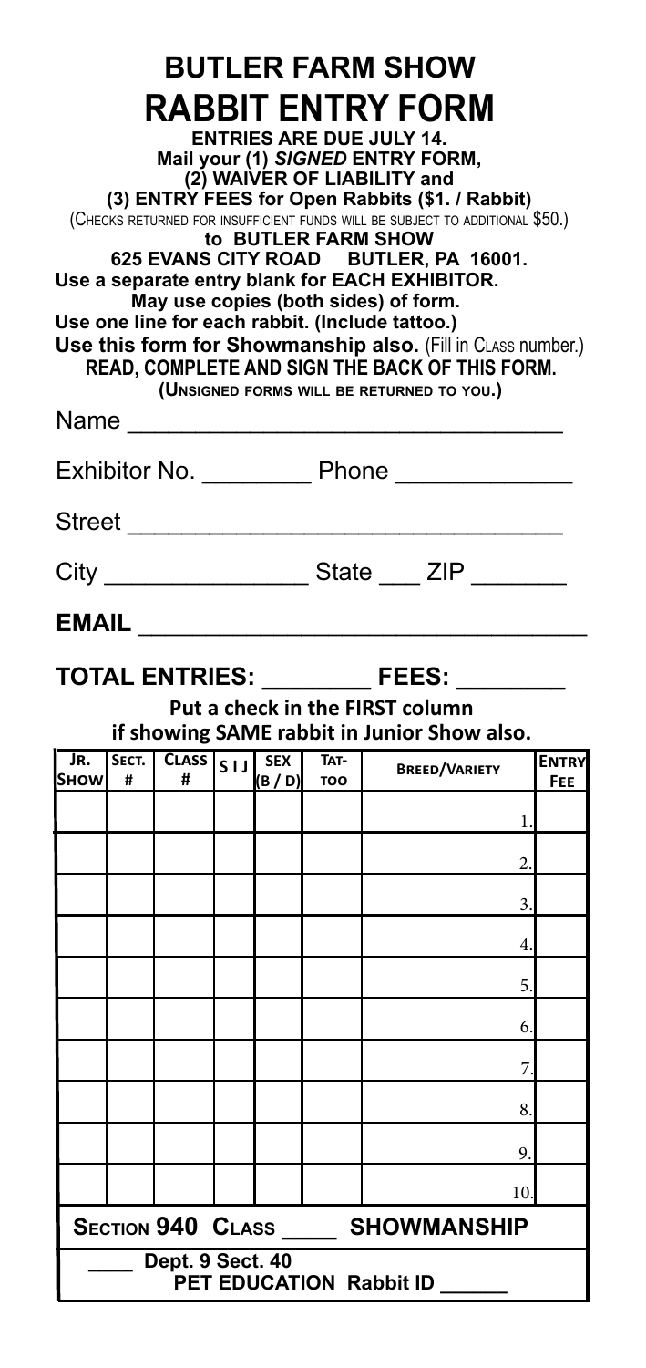# BUTLER FARM SHOW

# RABBIT ENTRY FORM

**ENTRIES ARE DUE JULY 14.**
**Mail your (1) *SIGNED* ENTRY FORM,**
**(2) WAIVER OF LIABILITY and**
**(3) ENTRY FEES for Open Rabbits ($1. / Rabbit)**
(CHECKS RETURNED FOR INSUFFICIENT FUNDS WILL BE SUBJECT TO ADDITIONAL $50.)
**to BUTLER FARM SHOW**
**625 EVANS CITY ROAD BUTLER, PA 16001.**
**Use a separate entry blank for EACH EXHIBITOR.**
**May use copies (both sides) of form.**
**Use one line for each rabbit. (Include tattoo.)**
**Use this form for Showmanship also.** (Fill in CLASS number.)
**READ, COMPLETE AND SIGN THE BACK OF THIS FORM.**
**(UNSIGNED FORMS WILL BE RETURNED TO YOU.)**

Name ______________________________

Exhibitor No. ________ Phone ____________

Street ______________________________

City ______________ State ___ ZIP _______

**EMAIL** ______________________________

**TOTAL ENTRIES: ________ FEES: ________**

**Put a check in the FIRST column**
**if showing SAME rabbit in Junior Show also.**

| JR. SHOW | SECT. # | CLASS # | S I J | SEX (B / D) | TAT-TOO | BREED/VARIETY | ENTRY FEE |
|---|---|---|---|---|---|---|---|
| | | | | | | 1. | |
| | | | | | | 2. | |
| | | | | | | 3. | |
| | | | | | | 4. | |
| | | | | | | 5. | |
| | | | | | | 6. | |
| | | | | | | 7. | |
| | | | | | | 8. | |
| | | | | | | 9. | |
| | | | | | | 10. | |

**SECTION 940 CLASS ____ SHOWMANSHIP**

**____ Dept. 9 Sect. 40**
**PET EDUCATION Rabbit ID ______**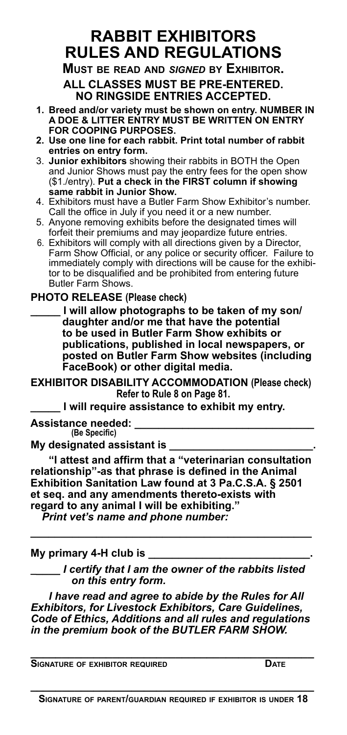# RABBIT EXHIBITORS RULES AND REGULATIONS

**MUST BE READ AND *SIGNED* BY EXHIBITOR.**

**ALL CLASSES MUST BE PRE-ENTERED. NO RINGSIDE ENTRIES ACCEPTED.**

1. **Breed and/or variety must be shown on entry. NUMBER IN A DOE & LITTER ENTRY MUST BE WRITTEN ON ENTRY FOR COOPING PURPOSES.**
2. **Use one line for each rabbit. Print total number of rabbit entries on entry form.**
3. **Junior exhibitors** showing their rabbits in BOTH the Open and Junior Shows must pay the entry fees for the open show ($1./entry). **Put a check in the FIRST column if showing same rabbit in Junior Show.**
4. Exhibitors must have a Butler Farm Show Exhibitor's number. Call the office in July if you need it or a new number.
5. Anyone removing exhibits before the designated times will forfeit their premiums and may jeopardize future entries.
6. Exhibitors will comply with all directions given by a Director, Farm Show Official, or any police or security officer. Failure to immediately comply with directions will be cause for the exhibitor to be disqualified and be prohibited from entering future Butler Farm Shows.

**PHOTO RELEASE (Please check)**

**_____ I will allow photographs to be taken of my son/daughter and/or me that have the potential to be used in Butler Farm Show exhibits or publications, published in local newspapers, or posted on Butler Farm Show websites (including FaceBook) or other digital media.**

**EXHIBITOR DISABILITY ACCOMMODATION (Please check)**
**Refer to Rule 8 on Page 81.**

**_____ I will require assistance to exhibit my entry.**

**Assistance needed: ______________________________**
**(Be Specific)**

**My designated assistant is ________________________.**

**"I attest and affirm that a "veterinarian consultation relationship"-as that phrase is defined in the Animal Exhibition Sanitation Law found at 3 Pa.C.S.A. § 2501 et seq. and any amendments thereto-exists with regard to any animal I will be exhibiting."**

***Print vet's name and phone number:***

______________________________________________

**My primary 4-H club is ___________________________.**

***_____ I certify that I am the owner of the rabbits listed on this entry form.***

***I have read and agree to abide by the Rules for All Exhibitors, for Livestock Exhibitors, Care Guidelines, Code of Ethics, Additions and all rules and regulations in the premium book of the BUTLER FARM SHOW.***

______________________________________________

**SIGNATURE OF EXHIBITOR REQUIRED** **DATE**

______________________________________________

**SIGNATURE OF PARENT/GUARDIAN REQUIRED IF EXHIBITOR IS UNDER 18**